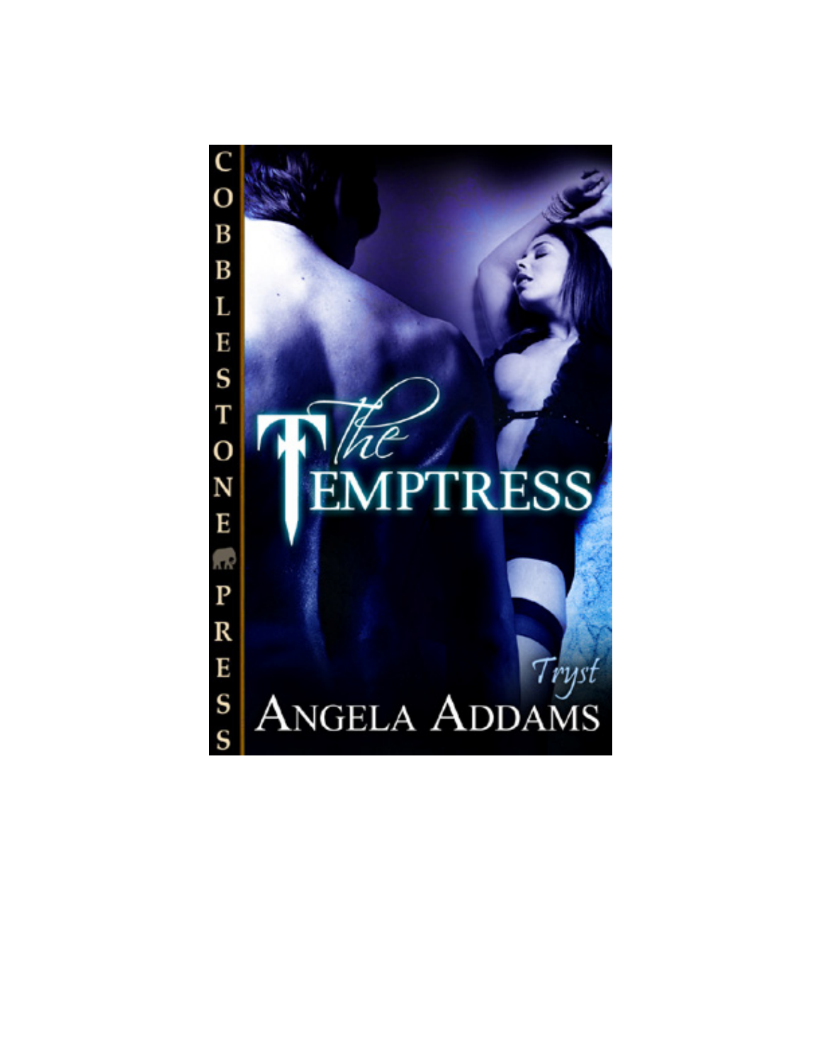COBBLESTONE PRESS

# The Temptress

Tryst

ANGELA ADDAMS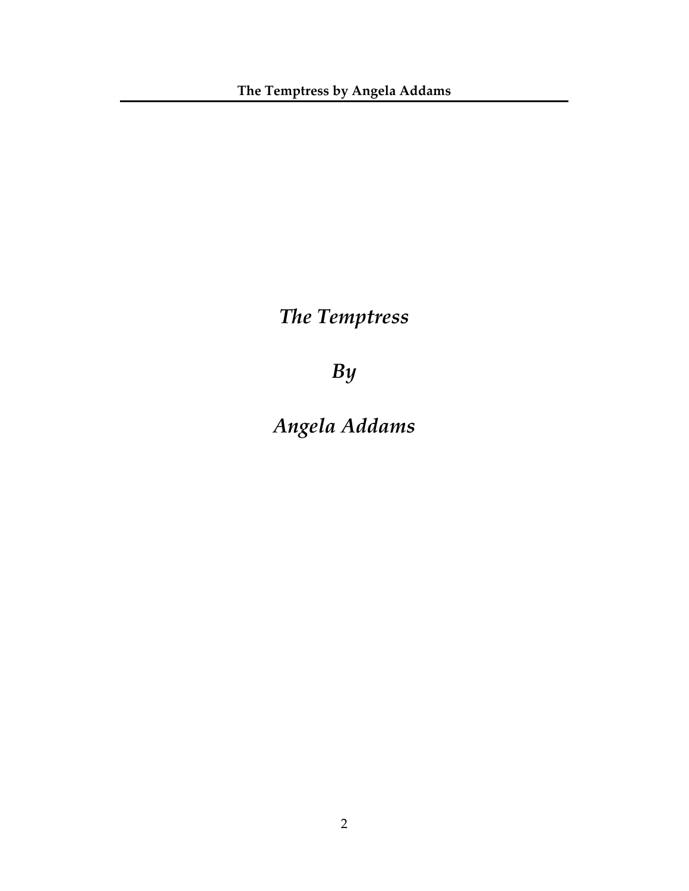*The Temptress*

*By*

*Angela Addams*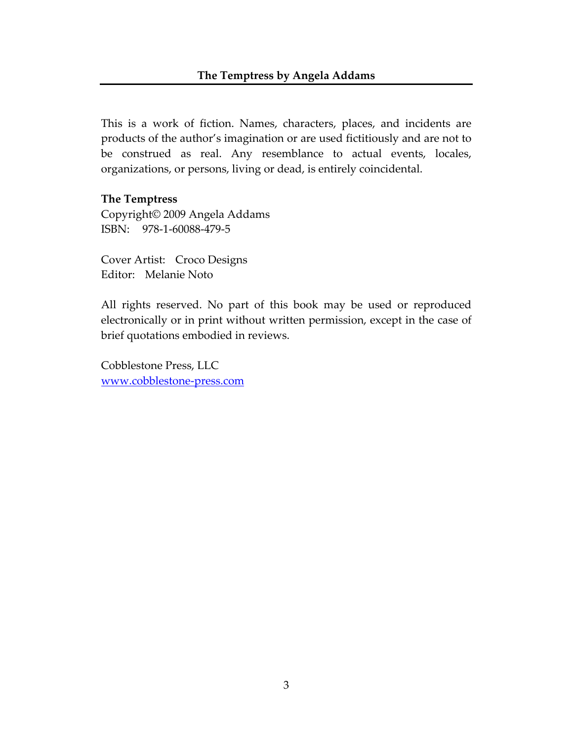This is a work of fiction. Names, characters, places, and incidents are products of the author's imagination or are used fictitiously and are not to be construed as real. Any resemblance to actual events, locales, organizations, or persons, living or dead, is entirely coincidental.

**The Temptress**
Copyright© 2009 Angela Addams
ISBN: 978-1-60088-479-5

Cover Artist: Croco Designs
Editor: Melanie Noto

All rights reserved. No part of this book may be used or reproduced electronically or in print without written permission, except in the case of brief quotations embodied in reviews.

Cobblestone Press, LLC
[www.cobblestone-press.com](http://www.cobblestone-press.com)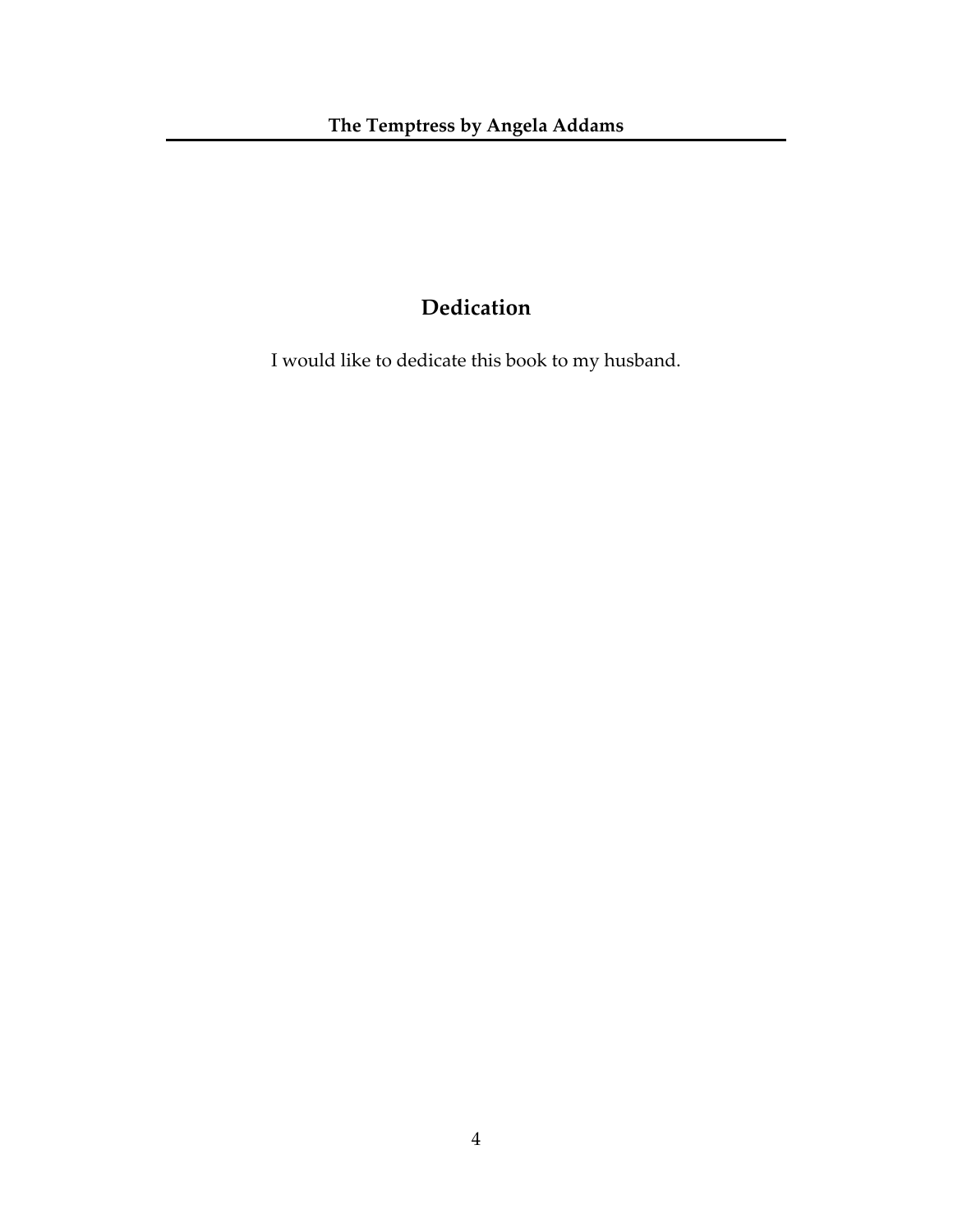## Dedication

I would like to dedicate this book to my husband.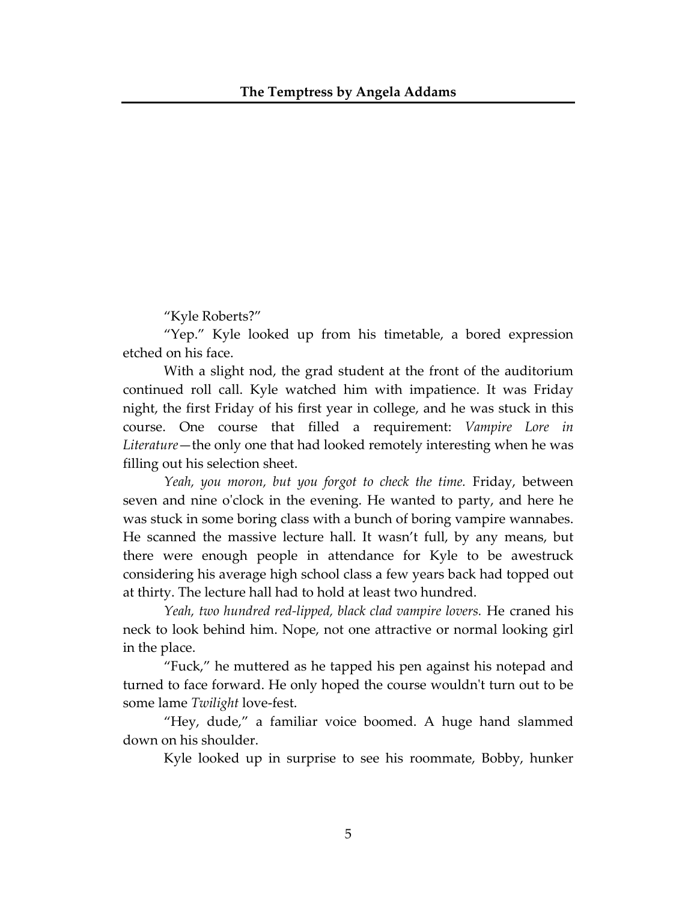"Kyle Roberts?"

"Yep." Kyle looked up from his timetable, a bored expression etched on his face.

With a slight nod, the grad student at the front of the auditorium continued roll call. Kyle watched him with impatience. It was Friday night, the first Friday of his first year in college, and he was stuck in this course. One course that filled a requirement: *Vampire Lore in Literature*—the only one that had looked remotely interesting when he was filling out his selection sheet.

*Yeah, you moron, but you forgot to check the time.* Friday, between seven and nine o'clock in the evening. He wanted to party, and here he was stuck in some boring class with a bunch of boring vampire wannabes. He scanned the massive lecture hall. It wasn't full, by any means, but there were enough people in attendance for Kyle to be awestruck considering his average high school class a few years back had topped out at thirty. The lecture hall had to hold at least two hundred.

*Yeah, two hundred red-lipped, black clad vampire lovers.* He craned his neck to look behind him. Nope, not one attractive or normal looking girl in the place.

"Fuck," he muttered as he tapped his pen against his notepad and turned to face forward. He only hoped the course wouldn't turn out to be some lame *Twilight* love-fest.

"Hey, dude," a familiar voice boomed. A huge hand slammed down on his shoulder.

Kyle looked up in surprise to see his roommate, Bobby, hunker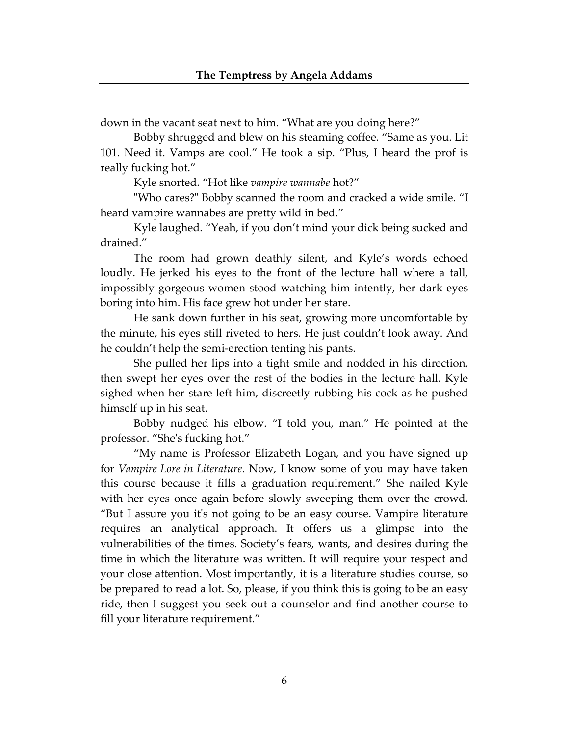down in the vacant seat next to him. "What are you doing here?"

Bobby shrugged and blew on his steaming coffee. "Same as you. Lit 101. Need it. Vamps are cool." He took a sip. "Plus, I heard the prof is really fucking hot."

Kyle snorted. "Hot like *vampire wannabe* hot?"

"Who cares?" Bobby scanned the room and cracked a wide smile. "I heard vampire wannabes are pretty wild in bed."

Kyle laughed. "Yeah, if you don't mind your dick being sucked and drained."

The room had grown deathly silent, and Kyle's words echoed loudly. He jerked his eyes to the front of the lecture hall where a tall, impossibly gorgeous women stood watching him intently, her dark eyes boring into him. His face grew hot under her stare.

He sank down further in his seat, growing more uncomfortable by the minute, his eyes still riveted to hers. He just couldn't look away. And he couldn't help the semi-erection tenting his pants.

She pulled her lips into a tight smile and nodded in his direction, then swept her eyes over the rest of the bodies in the lecture hall. Kyle sighed when her stare left him, discreetly rubbing his cock as he pushed himself up in his seat.

Bobby nudged his elbow. "I told you, man." He pointed at the professor. "She's fucking hot."

"My name is Professor Elizabeth Logan, and you have signed up for *Vampire Lore in Literature*. Now, I know some of you may have taken this course because it fills a graduation requirement." She nailed Kyle with her eyes once again before slowly sweeping them over the crowd. "But I assure you it's not going to be an easy course. Vampire literature requires an analytical approach. It offers us a glimpse into the vulnerabilities of the times. Society's fears, wants, and desires during the time in which the literature was written. It will require your respect and your close attention. Most importantly, it is a literature studies course, so be prepared to read a lot. So, please, if you think this is going to be an easy ride, then I suggest you seek out a counselor and find another course to fill your literature requirement."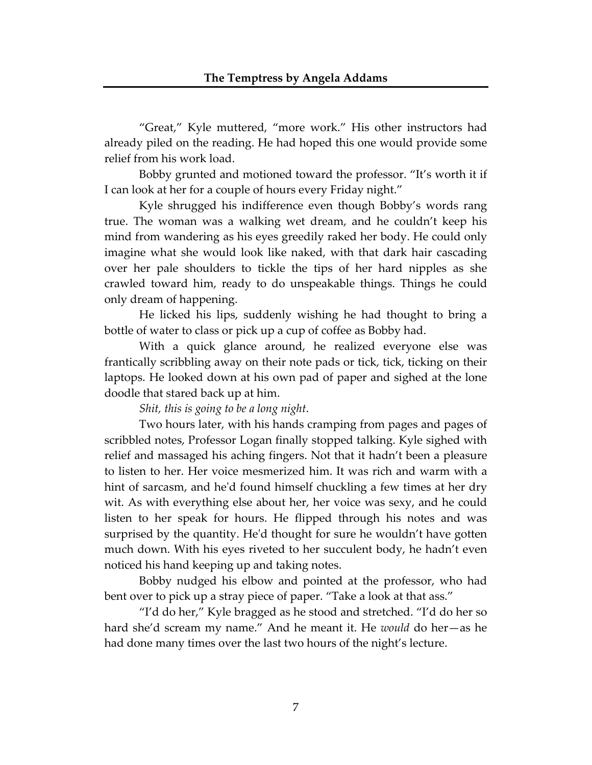"Great," Kyle muttered, "more work." His other instructors had already piled on the reading. He had hoped this one would provide some relief from his work load.

Bobby grunted and motioned toward the professor. "It's worth it if I can look at her for a couple of hours every Friday night."

Kyle shrugged his indifference even though Bobby's words rang true. The woman was a walking wet dream, and he couldn't keep his mind from wandering as his eyes greedily raked her body. He could only imagine what she would look like naked, with that dark hair cascading over her pale shoulders to tickle the tips of her hard nipples as she crawled toward him, ready to do unspeakable things. Things he could only dream of happening.

He licked his lips, suddenly wishing he had thought to bring a bottle of water to class or pick up a cup of coffee as Bobby had.

With a quick glance around, he realized everyone else was frantically scribbling away on their note pads or tick, tick, ticking on their laptops. He looked down at his own pad of paper and sighed at the lone doodle that stared back up at him.

*Shit, this is going to be a long night*.

Two hours later, with his hands cramping from pages and pages of scribbled notes, Professor Logan finally stopped talking. Kyle sighed with relief and massaged his aching fingers. Not that it hadn't been a pleasure to listen to her. Her voice mesmerized him. It was rich and warm with a hint of sarcasm, and he'd found himself chuckling a few times at her dry wit. As with everything else about her, her voice was sexy, and he could listen to her speak for hours. He flipped through his notes and was surprised by the quantity. He'd thought for sure he wouldn't have gotten much down. With his eyes riveted to her succulent body, he hadn't even noticed his hand keeping up and taking notes.

Bobby nudged his elbow and pointed at the professor, who had bent over to pick up a stray piece of paper. "Take a look at that ass."

"I'd do her," Kyle bragged as he stood and stretched. "I'd do her so hard she'd scream my name." And he meant it. He *would* do her—as he had done many times over the last two hours of the night's lecture.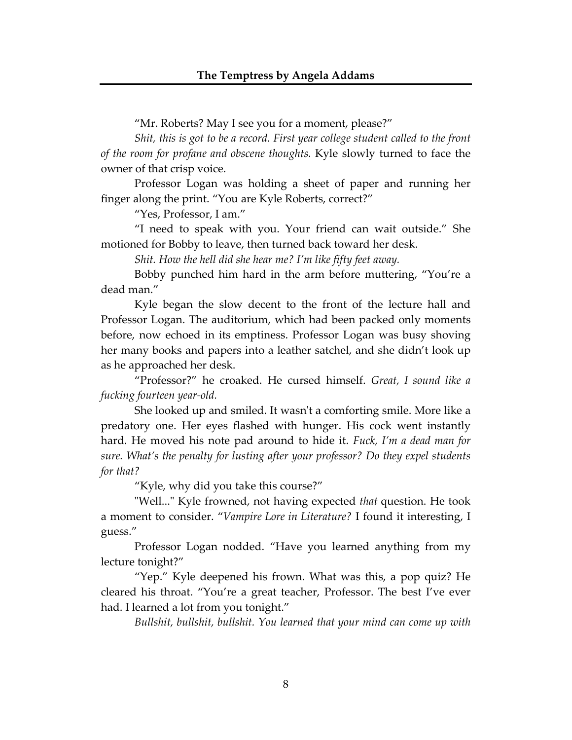"Mr. Roberts? May I see you for a moment, please?"

*Shit, this is got to be a record. First year college student called to the front of the room for profane and obscene thoughts.* Kyle slowly turned to face the owner of that crisp voice.

Professor Logan was holding a sheet of paper and running her finger along the print. "You are Kyle Roberts, correct?"

"Yes, Professor, I am."

"I need to speak with you. Your friend can wait outside." She motioned for Bobby to leave, then turned back toward her desk.

*Shit. How the hell did she hear me? I'm like fifty feet away.*

Bobby punched him hard in the arm before muttering, "You're a dead man."

Kyle began the slow decent to the front of the lecture hall and Professor Logan. The auditorium, which had been packed only moments before, now echoed in its emptiness. Professor Logan was busy shoving her many books and papers into a leather satchel, and she didn't look up as he approached her desk.

"Professor?" he croaked. He cursed himself. *Great, I sound like a fucking fourteen year-old.*

She looked up and smiled. It wasn't a comforting smile. More like a predatory one. Her eyes flashed with hunger. His cock went instantly hard. He moved his note pad around to hide it. *Fuck, I'm a dead man for sure. What's the penalty for lusting after your professor? Do they expel students for that?*

"Kyle, why did you take this course?"

"Well..." Kyle frowned, not having expected *that* question. He took a moment to consider. "*Vampire Lore in Literature?* I found it interesting, I guess."

Professor Logan nodded. "Have you learned anything from my lecture tonight?"

"Yep." Kyle deepened his frown. What was this, a pop quiz? He cleared his throat. "You're a great teacher, Professor. The best I've ever had. I learned a lot from you tonight."

*Bullshit, bullshit, bullshit. You learned that your mind can come up with*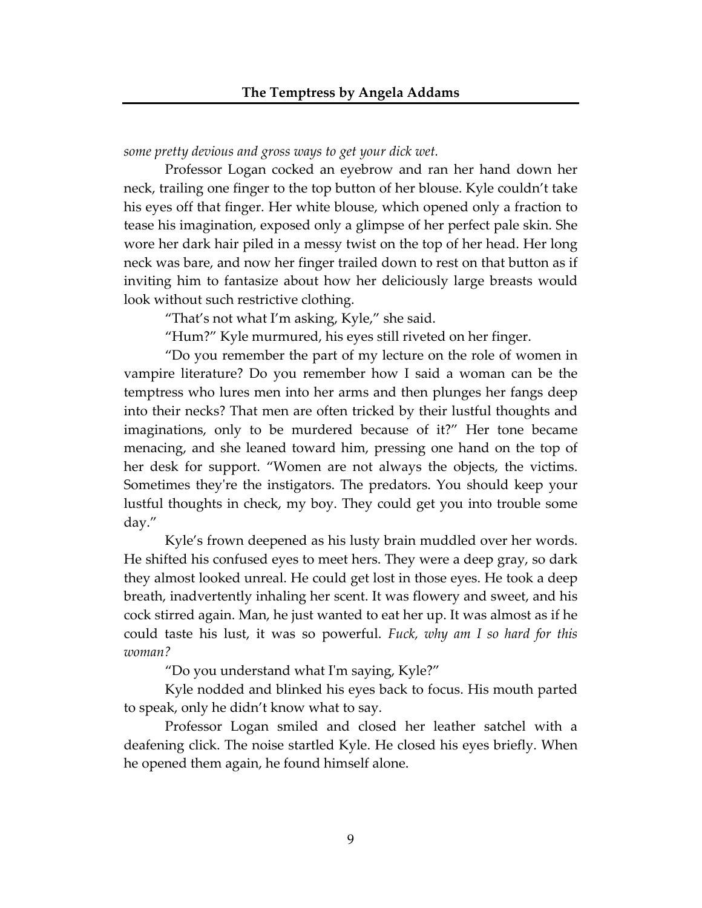*some pretty devious and gross ways to get your dick wet.*

Professor Logan cocked an eyebrow and ran her hand down her neck, trailing one finger to the top button of her blouse. Kyle couldn't take his eyes off that finger. Her white blouse, which opened only a fraction to tease his imagination, exposed only a glimpse of her perfect pale skin. She wore her dark hair piled in a messy twist on the top of her head. Her long neck was bare, and now her finger trailed down to rest on that button as if inviting him to fantasize about how her deliciously large breasts would look without such restrictive clothing.

"That's not what I'm asking, Kyle," she said.

"Hum?" Kyle murmured, his eyes still riveted on her finger.

"Do you remember the part of my lecture on the role of women in vampire literature? Do you remember how I said a woman can be the temptress who lures men into her arms and then plunges her fangs deep into their necks? That men are often tricked by their lustful thoughts and imaginations, only to be murdered because of it?" Her tone became menacing, and she leaned toward him, pressing one hand on the top of her desk for support. "Women are not always the objects, the victims. Sometimes they're the instigators. The predators. You should keep your lustful thoughts in check, my boy. They could get you into trouble some day."

Kyle's frown deepened as his lusty brain muddled over her words. He shifted his confused eyes to meet hers. They were a deep gray, so dark they almost looked unreal. He could get lost in those eyes. He took a deep breath, inadvertently inhaling her scent. It was flowery and sweet, and his cock stirred again. Man, he just wanted to eat her up. It was almost as if he could taste his lust, it was so powerful. *Fuck, why am I so hard for this woman?*

"Do you understand what I'm saying, Kyle?"

Kyle nodded and blinked his eyes back to focus. His mouth parted to speak, only he didn't know what to say.

Professor Logan smiled and closed her leather satchel with a deafening click. The noise startled Kyle. He closed his eyes briefly. When he opened them again, he found himself alone.